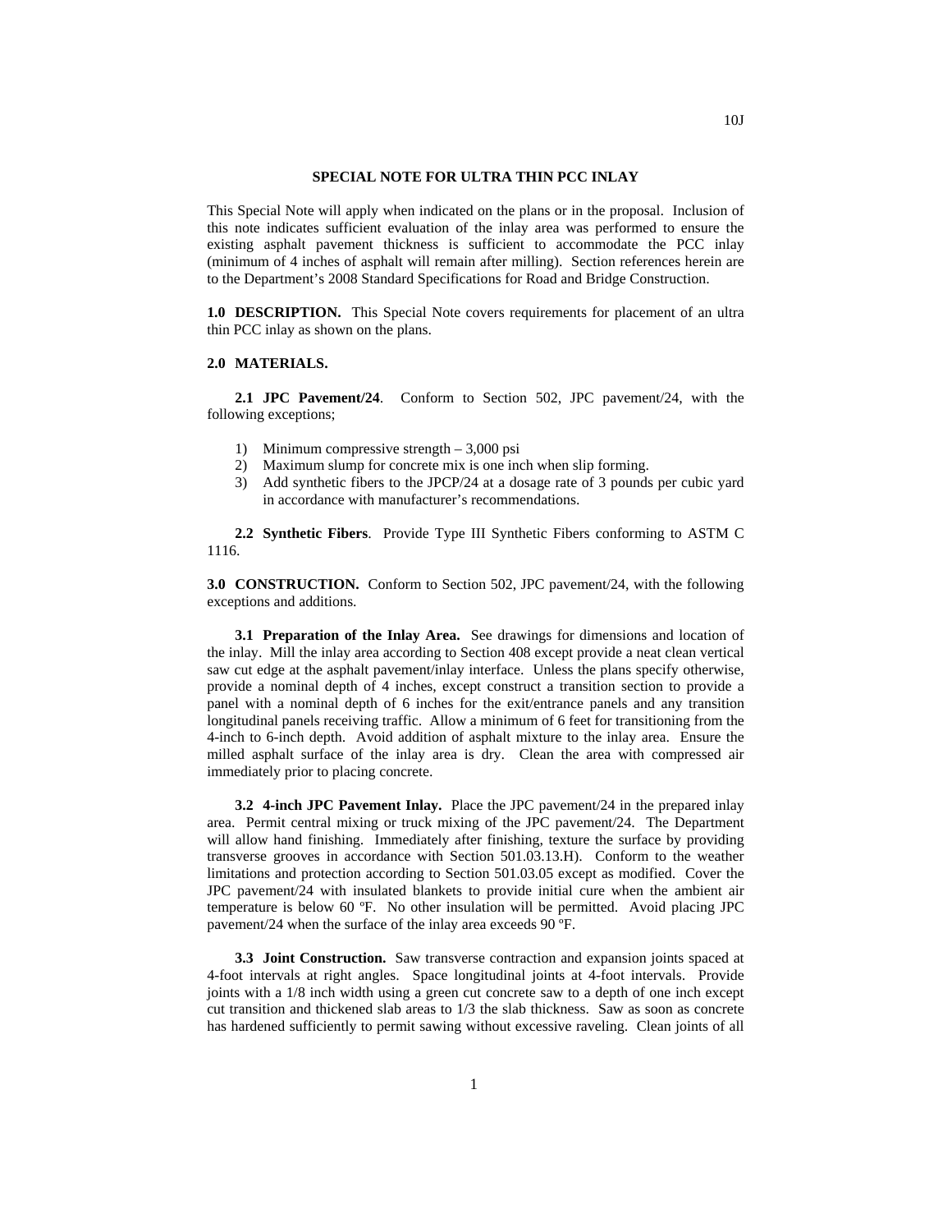# SPECIAL NOTE FOR ULTRA THIN PCC INLAY

This Special Note will apply when indicated on the plans or in the proposal. Inclusion of this note indicates sufficient evaluation of the inlay area was performed to ensure the existing asphalt pavement thickness is sufficient to accommodate the PCC inlay (minimum of 4 inches of asphalt will remain after milling). Section references herein are to the Department's 2008 Standard Specifications for Road and Bridge Construction.

**1.0 DESCRIPTION.** This Special Note covers requirements for placement of an ultra thin PCC inlay as shown on the plans.

**2.0 MATERIALS.**

**2.1 JPC Pavement/24**. Conform to Section 502, JPC pavement/24, with the following exceptions;

1) Minimum compressive strength – 3,000 psi
2) Maximum slump for concrete mix is one inch when slip forming.
3) Add synthetic fibers to the JPCP/24 at a dosage rate of 3 pounds per cubic yard in accordance with manufacturer's recommendations.

**2.2 Synthetic Fibers**. Provide Type III Synthetic Fibers conforming to ASTM C 1116.

**3.0 CONSTRUCTION.** Conform to Section 502, JPC pavement/24, with the following exceptions and additions.

**3.1 Preparation of the Inlay Area.** See drawings for dimensions and location of the inlay. Mill the inlay area according to Section 408 except provide a neat clean vertical saw cut edge at the asphalt pavement/inlay interface. Unless the plans specify otherwise, provide a nominal depth of 4 inches, except construct a transition section to provide a panel with a nominal depth of 6 inches for the exit/entrance panels and any transition longitudinal panels receiving traffic. Allow a minimum of 6 feet for transitioning from the 4-inch to 6-inch depth. Avoid addition of asphalt mixture to the inlay area. Ensure the milled asphalt surface of the inlay area is dry. Clean the area with compressed air immediately prior to placing concrete.

**3.2 4-inch JPC Pavement Inlay.** Place the JPC pavement/24 in the prepared inlay area. Permit central mixing or truck mixing of the JPC pavement/24. The Department will allow hand finishing. Immediately after finishing, texture the surface by providing transverse grooves in accordance with Section 501.03.13.H). Conform to the weather limitations and protection according to Section 501.03.05 except as modified. Cover the JPC pavement/24 with insulated blankets to provide initial cure when the ambient air temperature is below 60 ºF. No other insulation will be permitted. Avoid placing JPC pavement/24 when the surface of the inlay area exceeds 90 ºF.

**3.3 Joint Construction.** Saw transverse contraction and expansion joints spaced at 4-foot intervals at right angles. Space longitudinal joints at 4-foot intervals. Provide joints with a 1/8 inch width using a green cut concrete saw to a depth of one inch except cut transition and thickened slab areas to 1/3 the slab thickness. Saw as soon as concrete has hardened sufficiently to permit sawing without excessive raveling. Clean joints of all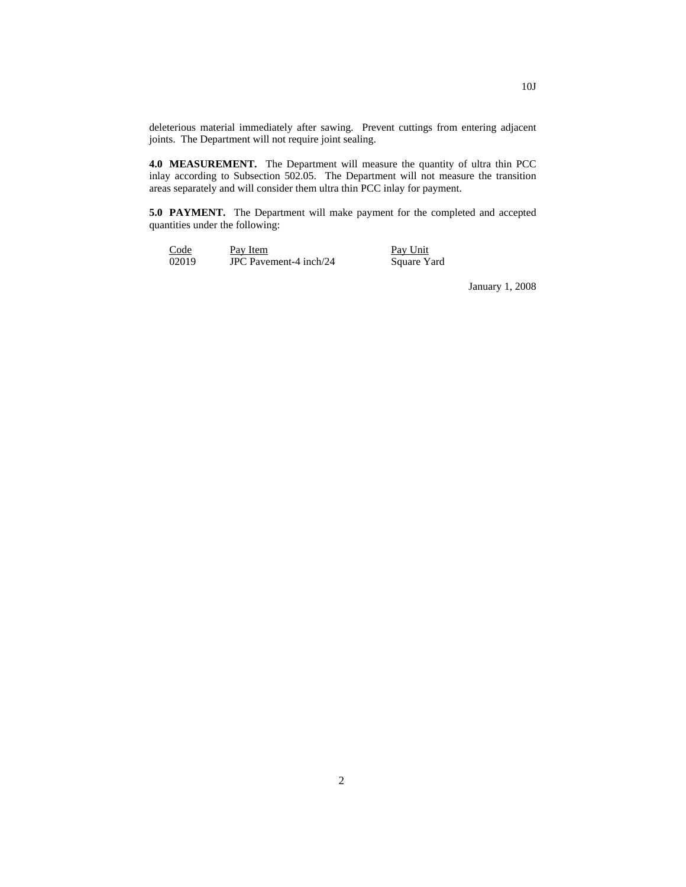deleterious material immediately after sawing. Prevent cuttings from entering adjacent joints. The Department will not require joint sealing.

**4.0 MEASUREMENT.** The Department will measure the quantity of ultra thin PCC inlay according to Subsection 502.05. The Department will not measure the transition areas separately and will consider them ultra thin PCC inlay for payment.

**5.0 PAYMENT.** The Department will make payment for the completed and accepted quantities under the following:

| Code | Pay Item | Pay Unit |
|---|---|---|
| 02019 | JPC Pavement-4 inch/24 | Square Yard |

January 1, 2008